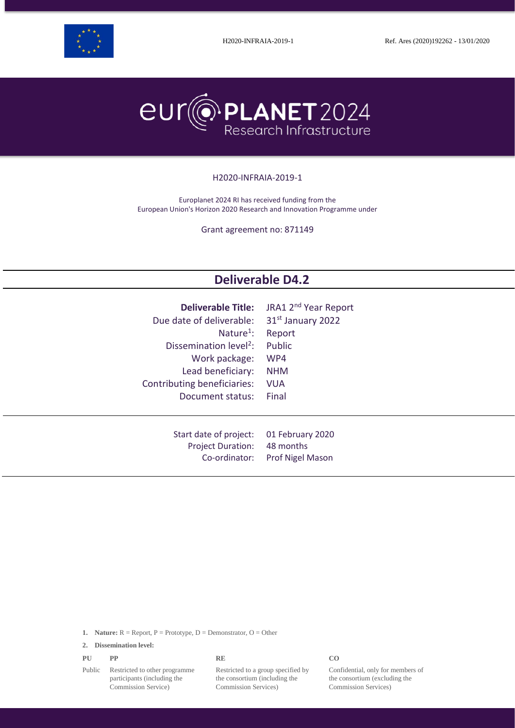H2020-INFRAIA-2019-1 Ref. Ares (2020)192262 - 13/01/2020

# europlanet 2024 Research Infrastructure

H2020-INFRAIA-2019-1

Europlanet 2024 RI has received funding from the European Union's Horizon 2020 Research and Innovation Programme under

Grant agreement no: 871149

## Deliverable D4.2

| | |
|---|---|
| **Deliverable Title:** | JRA1 2nd Year Report |
| Due date of deliverable: | 31st January 2022 |
| Nature[1]: | Report |
| Dissemination level[2]: | Public |
| Work package: | WP4 |
| Lead beneficiary: | NHM |
| Contributing beneficiaries: | VUA |
| Document status: | Final |

| | |
|---|---|
| Start date of project: | 01 February 2020 |
| Project Duration: | 48 months |
| Co-ordinator: | Prof Nigel Mason |

1. **Nature:** R = Report, P = Prototype, D = Demonstrator, O = Other

2. **Dissemination level:**

| PU | PP | RE | CO |
|---|---|---|---|
| Public | Restricted to other programme participants (including the Commission Service) | Restricted to a group specified by the consortium (including the Commission Services) | Confidential, only for members of the consortium (excluding the Commission Services) |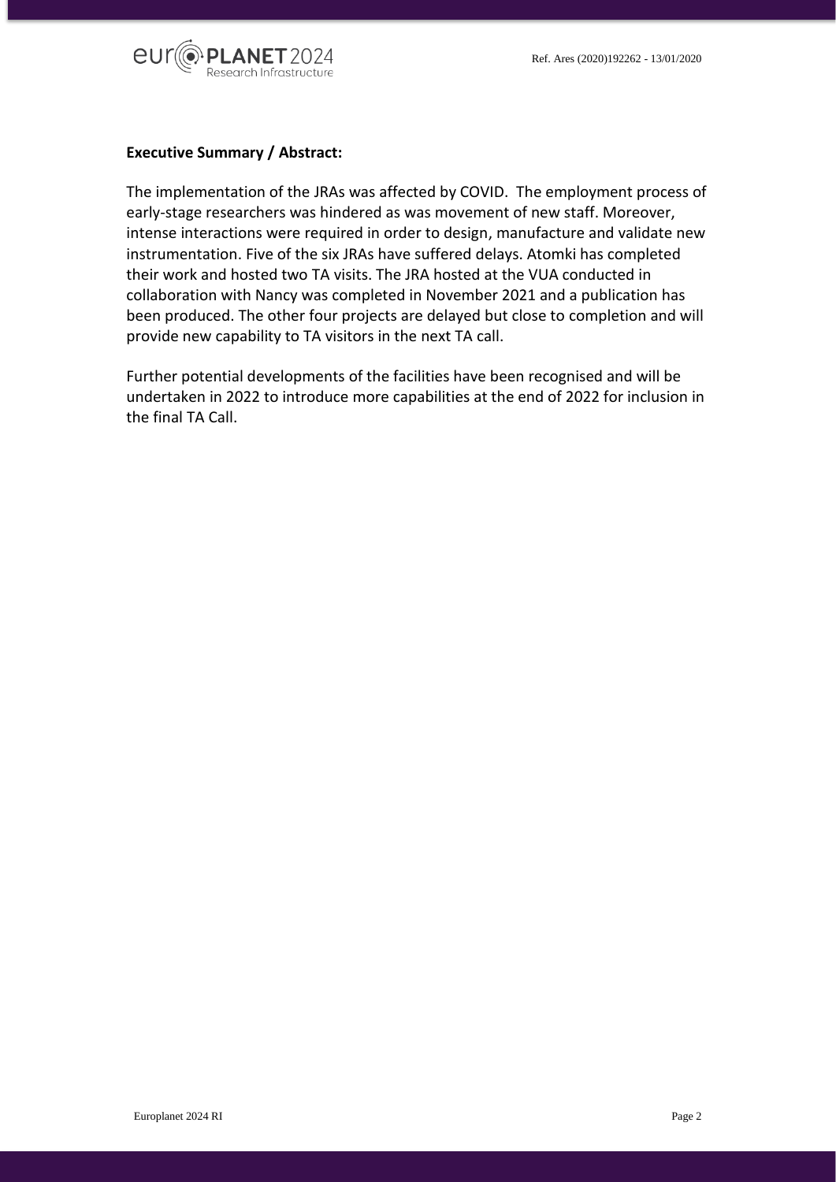**Executive Summary / Abstract:**

The implementation of the JRAs was affected by COVID. The employment process of early-stage researchers was hindered as was movement of new staff. Moreover, intense interactions were required in order to design, manufacture and validate new instrumentation. Five of the six JRAs have suffered delays. Atomki has completed their work and hosted two TA visits. The JRA hosted at the VUA conducted in collaboration with Nancy was completed in November 2021 and a publication has been produced. The other four projects are delayed but close to completion and will provide new capability to TA visitors in the next TA call.

Further potential developments of the facilities have been recognised and will be undertaken in 2022 to introduce more capabilities at the end of 2022 for inclusion in the final TA Call.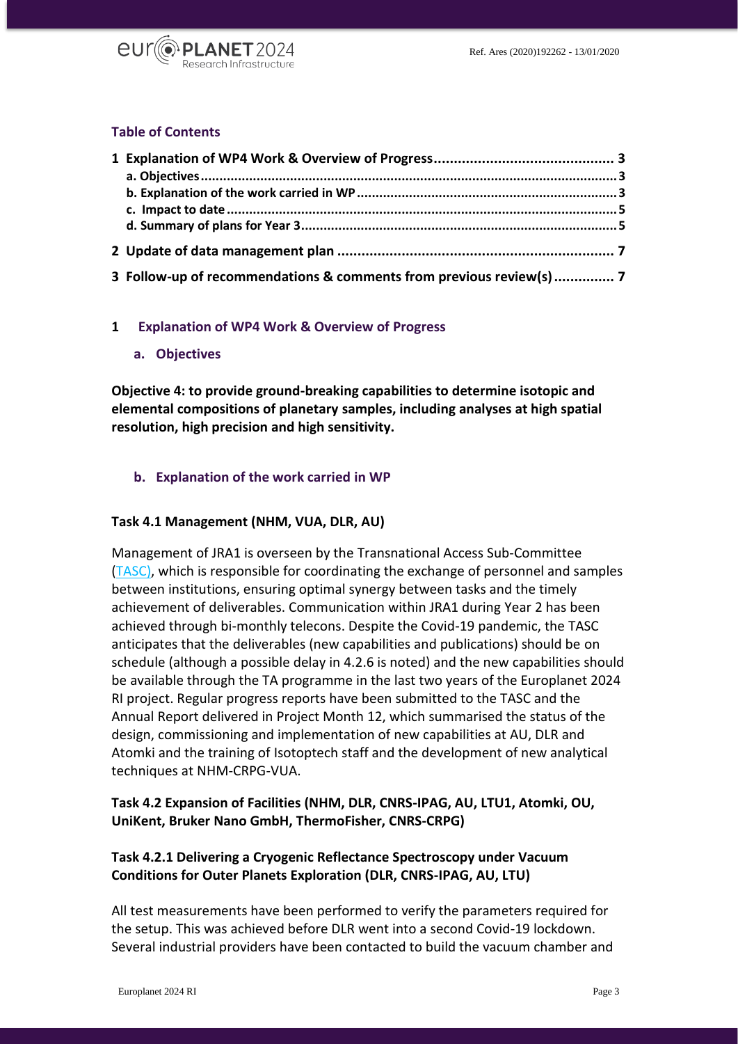## Table of Contents

- 1 Explanation of WP4 Work & Overview of Progress ........................................... 3
  - a. Objectives ........................................................................................................ 3
  - b. Explanation of the work carried in WP ............................................................... 3
  - c. Impact to date ................................................................................................... 5
  - d. Summary of plans for Year 3 .............................................................................. 5
- 2 Update of data management plan ..................................................................... 7
- 3 Follow-up of recommendations & comments from previous review(s) .............. 7

# 1 Explanation of WP4 Work & Overview of Progress

## a. Objectives

**Objective 4: to provide ground-breaking capabilities to determine isotopic and elemental compositions of planetary samples, including analyses at high spatial resolution, high precision and high sensitivity.**

## b. Explanation of the work carried in WP

### Task 4.1 Management (NHM, VUA, DLR, AU)

Management of JRA1 is overseen by the Transnational Access Sub-Committee (TASC), which is responsible for coordinating the exchange of personnel and samples between institutions, ensuring optimal synergy between tasks and the timely achievement of deliverables. Communication within JRA1 during Year 2 has been achieved through bi-monthly telecons. Despite the Covid-19 pandemic, the TASC anticipates that the deliverables (new capabilities and publications) should be on schedule (although a possible delay in 4.2.6 is noted) and the new capabilities should be available through the TA programme in the last two years of the Europlanet 2024 RI project. Regular progress reports have been submitted to the TASC and the Annual Report delivered in Project Month 12, which summarised the status of the design, commissioning and implementation of new capabilities at AU, DLR and Atomki and the training of Isotoptech staff and the development of new analytical techniques at NHM-CRPG-VUA.

### Task 4.2 Expansion of Facilities (NHM, DLR, CNRS-IPAG, AU, LTU1, Atomki, OU, UniKent, Bruker Nano GmbH, ThermoFisher, CNRS-CRPG)

### Task 4.2.1 Delivering a Cryogenic Reflectance Spectroscopy under Vacuum Conditions for Outer Planets Exploration (DLR, CNRS-IPAG, AU, LTU)

All test measurements have been performed to verify the parameters required for the setup. This was achieved before DLR went into a second Covid-19 lockdown. Several industrial providers have been contacted to build the vacuum chamber and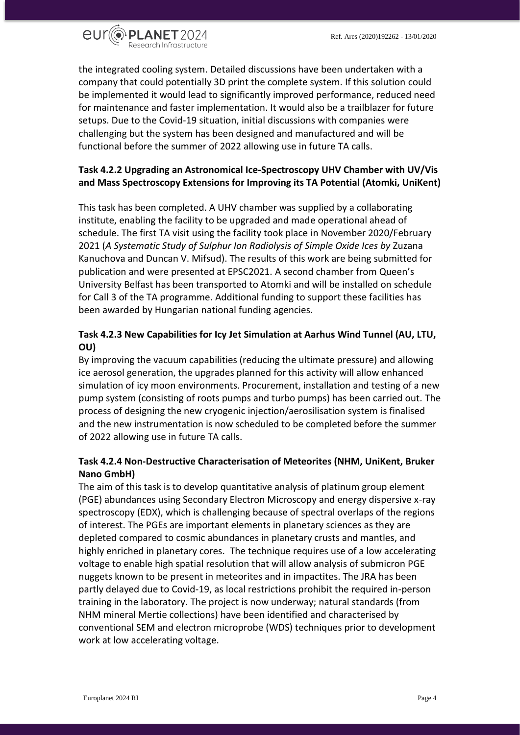the integrated cooling system. Detailed discussions have been undertaken with a company that could potentially 3D print the complete system. If this solution could be implemented it would lead to significantly improved performance, reduced need for maintenance and faster implementation. It would also be a trailblazer for future setups. Due to the Covid-19 situation, initial discussions with companies were challenging but the system has been designed and manufactured and will be functional before the summer of 2022 allowing use in future TA calls.

### Task 4.2.2 Upgrading an Astronomical Ice-Spectroscopy UHV Chamber with UV/Vis and Mass Spectroscopy Extensions for Improving its TA Potential (Atomki, UniKent)

This task has been completed. A UHV chamber was supplied by a collaborating institute, enabling the facility to be upgraded and made operational ahead of schedule. The first TA visit using the facility took place in November 2020/February 2021 (*A Systematic Study of Sulphur Ion Radiolysis of Simple Oxide Ices by* Zuzana Kanuchova and Duncan V. Mifsud). The results of this work are being submitted for publication and were presented at EPSC2021. A second chamber from Queen's University Belfast has been transported to Atomki and will be installed on schedule for Call 3 of the TA programme. Additional funding to support these facilities has been awarded by Hungarian national funding agencies.

### Task 4.2.3 New Capabilities for Icy Jet Simulation at Aarhus Wind Tunnel (AU, LTU, OU)

By improving the vacuum capabilities (reducing the ultimate pressure) and allowing ice aerosol generation, the upgrades planned for this activity will allow enhanced simulation of icy moon environments. Procurement, installation and testing of a new pump system (consisting of roots pumps and turbo pumps) has been carried out. The process of designing the new cryogenic injection/aerosilisation system is finalised and the new instrumentation is now scheduled to be completed before the summer of 2022 allowing use in future TA calls.

### Task 4.2.4 Non-Destructive Characterisation of Meteorites (NHM, UniKent, Bruker Nano GmbH)

The aim of this task is to develop quantitative analysis of platinum group element (PGE) abundances using Secondary Electron Microscopy and energy dispersive x-ray spectroscopy (EDX), which is challenging because of spectral overlaps of the regions of interest. The PGEs are important elements in planetary sciences as they are depleted compared to cosmic abundances in planetary crusts and mantles, and highly enriched in planetary cores. The technique requires use of a low accelerating voltage to enable high spatial resolution that will allow analysis of submicron PGE nuggets known to be present in meteorites and in impactites. The JRA has been partly delayed due to Covid-19, as local restrictions prohibit the required in-person training in the laboratory. The project is now underway; natural standards (from NHM mineral Mertie collections) have been identified and characterised by conventional SEM and electron microprobe (WDS) techniques prior to development work at low accelerating voltage.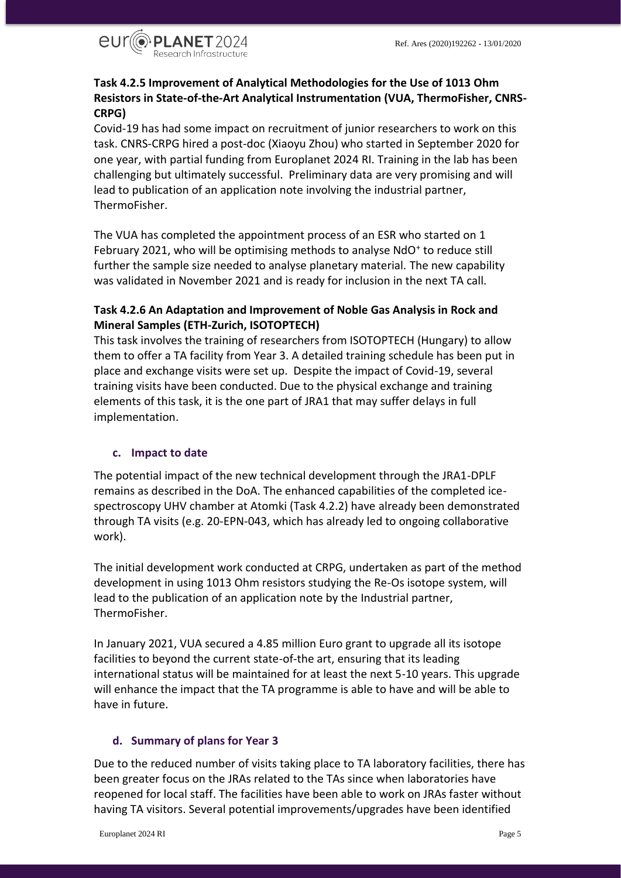### Task 4.2.5 Improvement of Analytical Methodologies for the Use of 1013 Ohm Resistors in State-of-the-Art Analytical Instrumentation (VUA, ThermoFisher, CNRS-CRPG)

Covid-19 has had some impact on recruitment of junior researchers to work on this task. CNRS-CRPG hired a post-doc (Xiaoyu Zhou) who started in September 2020 for one year, with partial funding from Europlanet 2024 RI. Training in the lab has been challenging but ultimately successful. Preliminary data are very promising and will lead to publication of an application note involving the industrial partner, ThermoFisher.

The VUA has completed the appointment process of an ESR who started on 1 February 2021, who will be optimising methods to analyse $NdO^+$ to reduce still further the sample size needed to analyse planetary material. The new capability was validated in November 2021 and is ready for inclusion in the next TA call.

### Task 4.2.6 An Adaptation and Improvement of Noble Gas Analysis in Rock and Mineral Samples (ETH-Zurich, ISOTOPTECH)

This task involves the training of researchers from ISOTOPTECH (Hungary) to allow them to offer a TA facility from Year 3. A detailed training schedule has been put in place and exchange visits were set up. Despite the impact of Covid-19, several training visits have been conducted. Due to the physical exchange and training elements of this task, it is the one part of JRA1 that may suffer delays in full implementation.

## c. Impact to date

The potential impact of the new technical development through the JRA1-DPLF remains as described in the DoA. The enhanced capabilities of the completed ice-spectroscopy UHV chamber at Atomki (Task 4.2.2) have already been demonstrated through TA visits (e.g. 20-EPN-043, which has already led to ongoing collaborative work).

The initial development work conducted at CRPG, undertaken as part of the method development in using 1013 Ohm resistors studying the Re-Os isotope system, will lead to the publication of an application note by the Industrial partner, ThermoFisher.

In January 2021, VUA secured a 4.85 million Euro grant to upgrade all its isotope facilities to beyond the current state-of-the art, ensuring that its leading international status will be maintained for at least the next 5-10 years. This upgrade will enhance the impact that the TA programme is able to have and will be able to have in future.

## d. Summary of plans for Year 3

Due to the reduced number of visits taking place to TA laboratory facilities, there has been greater focus on the JRAs related to the TAs since when laboratories have reopened for local staff. The facilities have been able to work on JRAs faster without having TA visitors. Several potential improvements/upgrades have been identified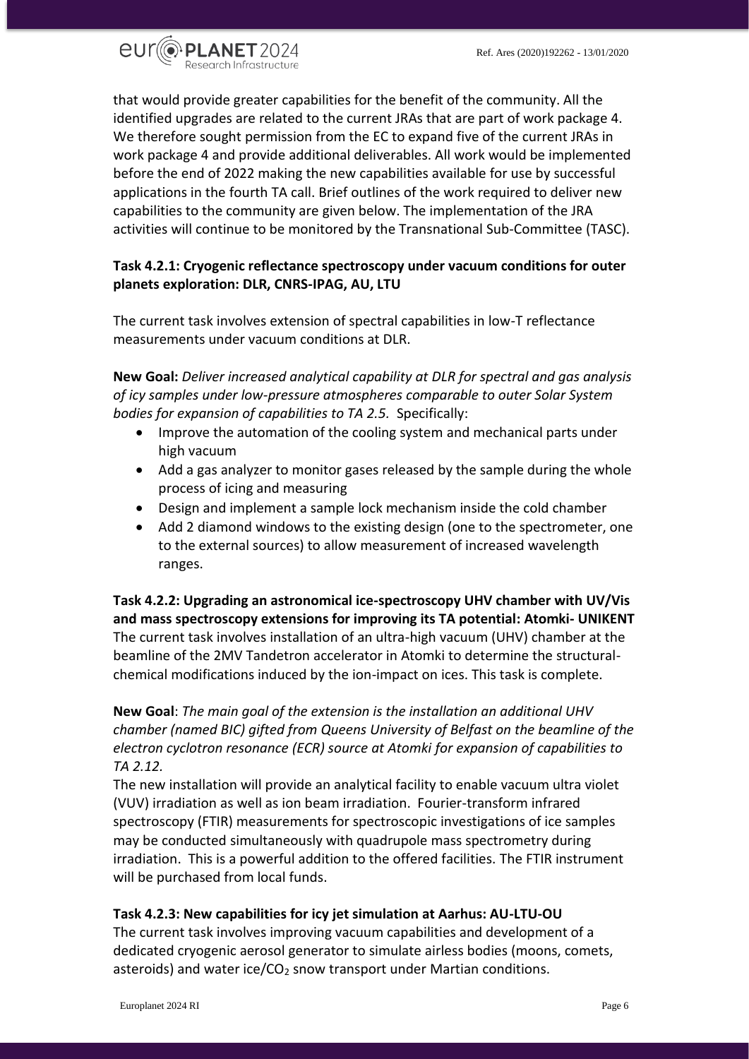that would provide greater capabilities for the benefit of the community. All the identified upgrades are related to the current JRAs that are part of work package 4. We therefore sought permission from the EC to expand five of the current JRAs in work package 4 and provide additional deliverables. All work would be implemented before the end of 2022 making the new capabilities available for use by successful applications in the fourth TA call. Brief outlines of the work required to deliver new capabilities to the community are given below. The implementation of the JRA activities will continue to be monitored by the Transnational Sub-Committee (TASC).

**Task 4.2.1: Cryogenic reflectance spectroscopy under vacuum conditions for outer planets exploration: DLR, CNRS-IPAG, AU, LTU**

The current task involves extension of spectral capabilities in low-T reflectance measurements under vacuum conditions at DLR.

**New Goal:** *Deliver increased analytical capability at DLR for spectral and gas analysis of icy samples under low-pressure atmospheres comparable to outer Solar System bodies for expansion of capabilities to TA 2.5.* Specifically:

- Improve the automation of the cooling system and mechanical parts under high vacuum
- Add a gas analyzer to monitor gases released by the sample during the whole process of icing and measuring
- Design and implement a sample lock mechanism inside the cold chamber
- Add 2 diamond windows to the existing design (one to the spectrometer, one to the external sources) to allow measurement of increased wavelength ranges.

**Task 4.2.2: Upgrading an astronomical ice-spectroscopy UHV chamber with UV/Vis and mass spectroscopy extensions for improving its TA potential: Atomki- UNIKENT**

The current task involves installation of an ultra-high vacuum (UHV) chamber at the beamline of the 2MV Tandetron accelerator in Atomki to determine the structural-chemical modifications induced by the ion-impact on ices. This task is complete.

**New Goal**: *The main goal of the extension is the installation an additional UHV chamber (named BIC) gifted from Queens University of Belfast on the beamline of the electron cyclotron resonance (ECR) source at Atomki for expansion of capabilities to TA 2.12.*

The new installation will provide an analytical facility to enable vacuum ultra violet (VUV) irradiation as well as ion beam irradiation. Fourier-transform infrared spectroscopy (FTIR) measurements for spectroscopic investigations of ice samples may be conducted simultaneously with quadrupole mass spectrometry during irradiation. This is a powerful addition to the offered facilities. The FTIR instrument will be purchased from local funds.

**Task 4.2.3: New capabilities for icy jet simulation at Aarhus: AU-LTU-OU**

The current task involves improving vacuum capabilities and development of a dedicated cryogenic aerosol generator to simulate airless bodies (moons, comets, asteroids) and water ice/$CO_2$ snow transport under Martian conditions.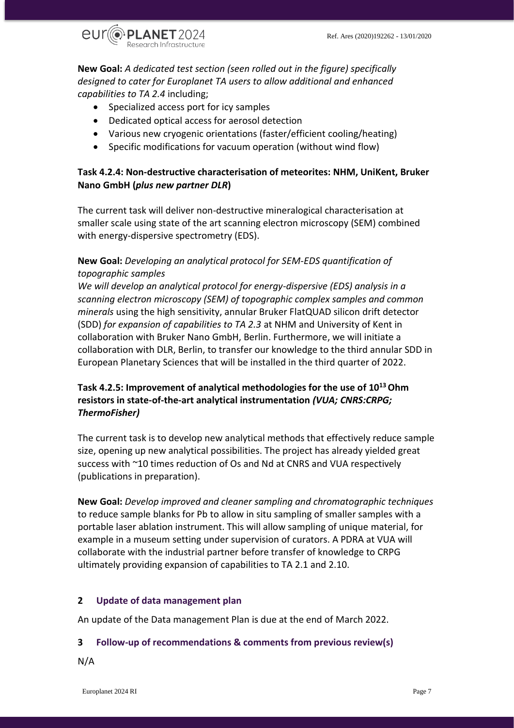**New Goal:** *A dedicated test section (seen rolled out in the figure) specifically designed to cater for Europlanet TA users to allow additional and enhanced capabilities to TA 2.4* including;

- Specialized access port for icy samples
- Dedicated optical access for aerosol detection
- Various new cryogenic orientations (faster/efficient cooling/heating)
- Specific modifications for vacuum operation (without wind flow)

### Task 4.2.4: Non-destructive characterisation of meteorites: NHM, UniKent, Bruker Nano GmbH (*plus new partner DLR*)

The current task will deliver non-destructive mineralogical characterisation at smaller scale using state of the art scanning electron microscopy (SEM) combined with energy-dispersive spectrometry (EDS).

**New Goal:** *Developing an analytical protocol for SEM-EDS quantification of topographic samples*
*We will develop an analytical protocol for energy-dispersive (EDS) analysis in a scanning electron microscopy (SEM) of topographic complex samples and common minerals* using the high sensitivity, annular Bruker FlatQUAD silicon drift detector (SDD) *for expansion of capabilities to TA 2.3* at NHM and University of Kent in collaboration with Bruker Nano GmbH, Berlin. Furthermore, we will initiate a collaboration with DLR, Berlin, to transfer our knowledge to the third annular SDD in European Planetary Sciences that will be installed in the third quarter of 2022.

### Task 4.2.5: Improvement of analytical methodologies for the use of $10^{13}$ Ohm resistors in state-of-the-art analytical instrumentation *(VUA; CNRS:CRPG; ThermoFisher)*

The current task is to develop new analytical methods that effectively reduce sample size, opening up new analytical possibilities. The project has already yielded great success with ~10 times reduction of Os and Nd at CNRS and VUA respectively (publications in preparation).

**New Goal:** *Develop improved and cleaner sampling and chromatographic techniques* to reduce sample blanks for Pb to allow in situ sampling of smaller samples with a portable laser ablation instrument. This will allow sampling of unique material, for example in a museum setting under supervision of curators. A PDRA at VUA will collaborate with the industrial partner before transfer of knowledge to CRPG ultimately providing expansion of capabilities to TA 2.1 and 2.10.

## 2 Update of data management plan

An update of the Data management Plan is due at the end of March 2022.

## 3 Follow-up of recommendations & comments from previous review(s)

N/A